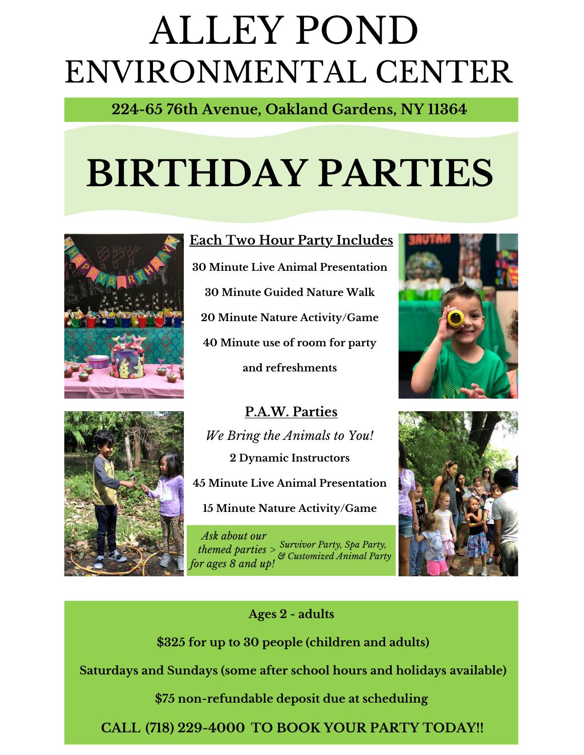# ALLEY POND ENVIRONMENTAL CENTER

**224-65 76th Avenue, Oakland Gardens, NY 11364**

# BIRTHDAY PARTIES

## Each Two Hour Party Includes

**30 Minute Live Animal Presentation**

**30 Minute Guided Nature Walk**

**20 Minute Nature Activity/Game**

**40 Minute use of room for party and refreshments**

## P.A.W. Parties

*We Bring the Animals to You!*

**2 Dynamic Instructors**

**45 Minute Live Animal Presentation**

**15 Minute Nature Activity/Game**

*Ask about our themed parties for ages 8 and up!* > *Survivor Party, Spa Party, & Customized Animal Party*

**Ages 2 - adults**

**$325 for up to 30 people (children and adults)**

**Saturdays and Sundays (some after school hours and holidays available)**

**$75 non-refundable deposit due at scheduling**

**CALL (718) 229-4000 TO BOOK YOUR PARTY TODAY!!**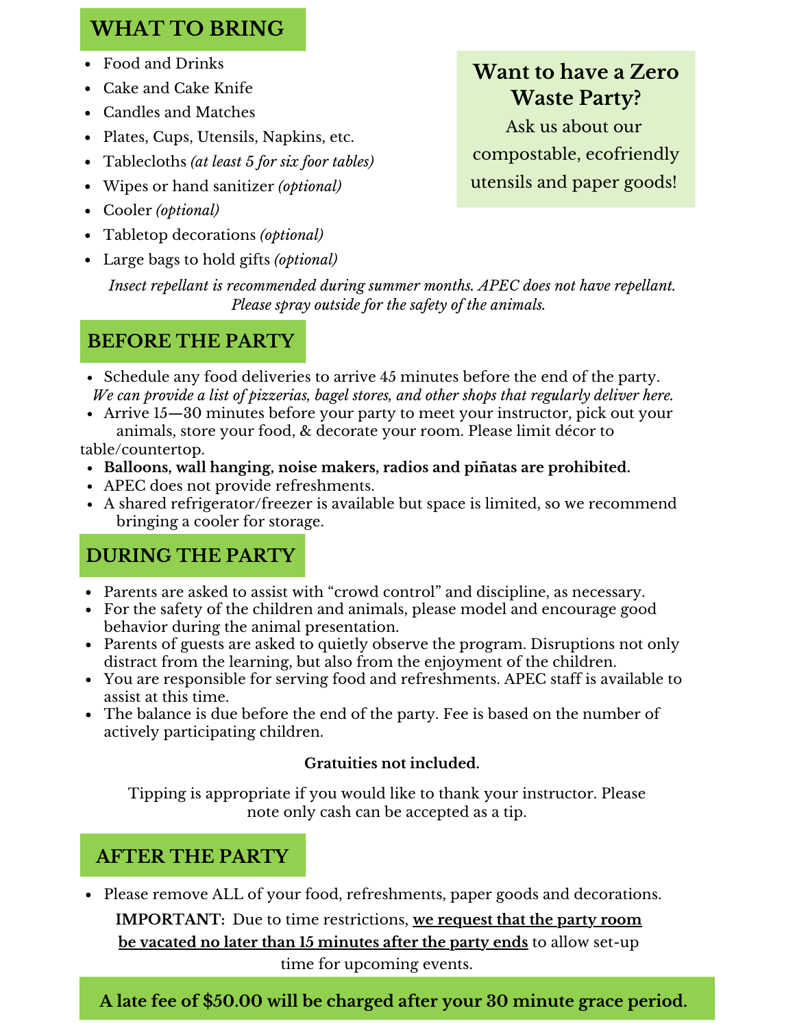## WHAT TO BRING

- Food and Drinks
- Cake and Cake Knife
- Candles and Matches
- Plates, Cups, Utensils, Napkins, etc.
- Tablecloths *(at least 5 for six foor tables)*
- Wipes or hand sanitizer *(optional)*
- Cooler *(optional)*
- Tabletop decorations *(optional)*
- Large bags to hold gifts *(optional)*

**Want to have a Zero Waste Party?**

Ask us about our compostable, ecofriendly utensils and paper goods!

*Insect repellant is recommended during summer months. APEC does not have repellant. Please spray outside for the safety of the animals.*

## BEFORE THE PARTY

- Schedule any food deliveries to arrive 45 minutes before the end of the party.
  *We can provide a list of pizzerias, bagel stores, and other shops that regularly deliver here.*
- Arrive 15—30 minutes before your party to meet your instructor, pick out your animals, store your food, & decorate your room. Please limit décor to table/countertop.
- **Balloons, wall hanging, noise makers, radios and piñatas are prohibited.**
- APEC does not provide refreshments.
- A shared refrigerator/freezer is available but space is limited, so we recommend bringing a cooler for storage.

## DURING THE PARTY

- Parents are asked to assist with "crowd control" and discipline, as necessary.
- For the safety of the children and animals, please model and encourage good behavior during the animal presentation.
- Parents of guests are asked to quietly observe the program. Disruptions not only distract from the learning, but also from the enjoyment of the children.
- You are responsible for serving food and refreshments. APEC staff is available to assist at this time.
- The balance is due before the end of the party. Fee is based on the number of actively participating children.

**Gratuities not included.**

Tipping is appropriate if you would like to thank your instructor. Please note only cash can be accepted as a tip.

## AFTER THE PARTY

- Please remove ALL of your food, refreshments, paper goods and decorations.

**IMPORTANT:** Due to time restrictions, **we request that the party room be vacated no later than 15 minutes after the party ends** to allow set-up time for upcoming events.

**A late fee of $50.00 will be charged after your 30 minute grace period.**